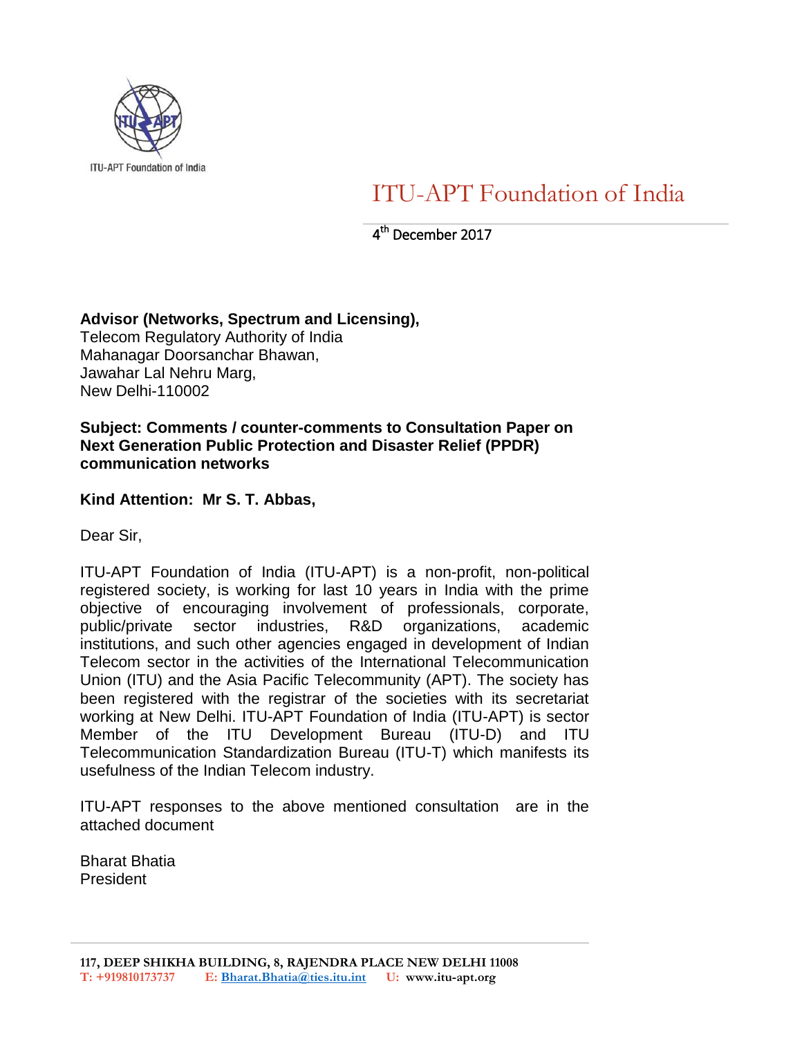ITU-APT Foundation of India

# ITU-APT Foundation of India

4th December 2017

**Advisor (Networks, Spectrum and Licensing),**
Telecom Regulatory Authority of India
Mahanagar Doorsanchar Bhawan,
Jawahar Lal Nehru Marg,
New Delhi-110002

**Subject: Comments / counter-comments to Consultation Paper on Next Generation Public Protection and Disaster Relief (PPDR) communication networks**

**Kind Attention: Mr S. T. Abbas,**

Dear Sir,

ITU-APT Foundation of India (ITU-APT) is a non-profit, non-political registered society, is working for last 10 years in India with the prime objective of encouraging involvement of professionals, corporate, public/private sector industries, R&D organizations, academic institutions, and such other agencies engaged in development of Indian Telecom sector in the activities of the International Telecommunication Union (ITU) and the Asia Pacific Telecommunity (APT). The society has been registered with the registrar of the societies with its secretariat working at New Delhi. ITU-APT Foundation of India (ITU-APT) is sector Member of the ITU Development Bureau (ITU-D) and ITU Telecommunication Standardization Bureau (ITU-T) which manifests its usefulness of the Indian Telecom industry.

ITU-APT responses to the above mentioned consultation are in the attached document

Bharat Bhatia
President

117, DEEP SHIKHA BUILDING, 8, RAJENDRA PLACE NEW DELHI 11008
T: +919810173737 E: Bharat.Bhatia@ties.itu.int U: www.itu-apt.org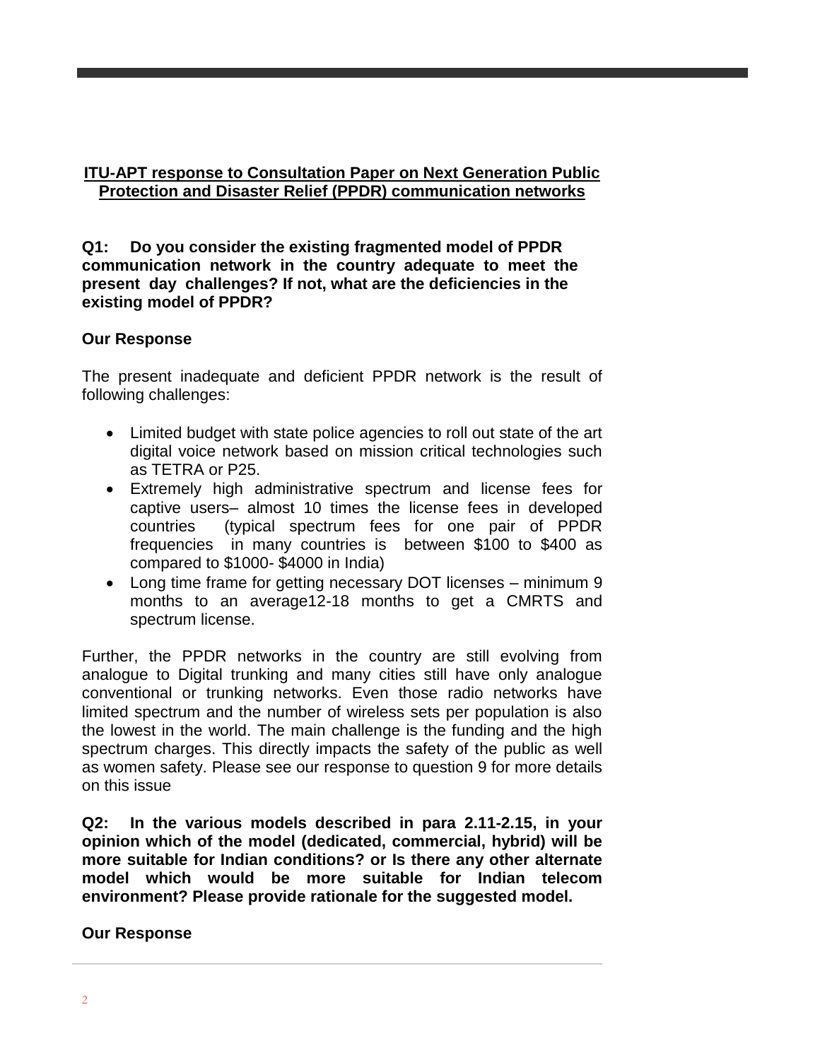## ITU-APT response to Consultation Paper on Next Generation Public Protection and Disaster Relief (PPDR) communication networks

**Q1: Do you consider the existing fragmented model of PPDR communication network in the country adequate to meet the present day challenges? If not, what are the deficiencies in the existing model of PPDR?**

**Our Response**

The present inadequate and deficient PPDR network is the result of following challenges:

- Limited budget with state police agencies to roll out state of the art digital voice network based on mission critical technologies such as TETRA or P25.
- Extremely high administrative spectrum and license fees for captive users– almost 10 times the license fees in developed countries (typical spectrum fees for one pair of PPDR frequencies in many countries is between $100 to $400 as compared to $1000- $4000 in India)
- Long time frame for getting necessary DOT licenses – minimum 9 months to an average12-18 months to get a CMRTS and spectrum license.

Further, the PPDR networks in the country are still evolving from analogue to Digital trunking and many cities still have only analogue conventional or trunking networks. Even those radio networks have limited spectrum and the number of wireless sets per population is also the lowest in the world. The main challenge is the funding and the high spectrum charges. This directly impacts the safety of the public as well as women safety. Please see our response to question 9 for more details on this issue

**Q2: In the various models described in para 2.11-2.15, in your opinion which of the model (dedicated, commercial, hybrid) will be more suitable for Indian conditions? or Is there any other alternate model which would be more suitable for Indian telecom environment? Please provide rationale for the suggested model.**

**Our Response**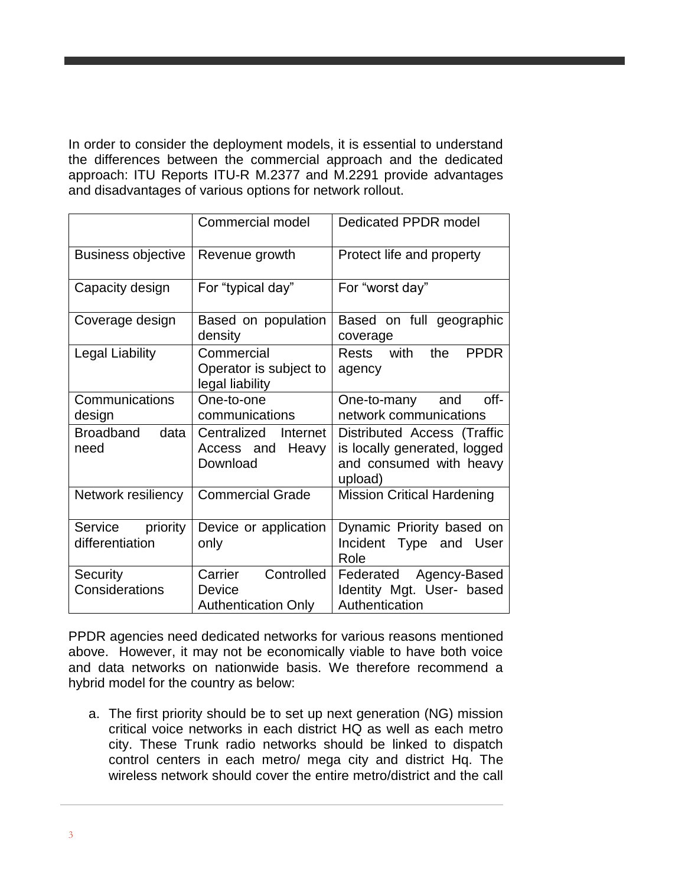In order to consider the deployment models, it is essential to understand the differences between the commercial approach and the dedicated approach: ITU Reports ITU-R M.2377 and M.2291 provide advantages and disadvantages of various options for network rollout.

| | Commercial model | Dedicated PPDR model |
|---|---|---|
| Business objective | Revenue growth | Protect life and property |
| Capacity design | For "typical day" | For "worst day" |
| Coverage design | Based on population density | Based on full geographic coverage |
| Legal Liability | Commercial Operator is subject to legal liability | Rests with the PPDR agency |
| Communications design | One-to-one communications | One-to-many and off-network communications |
| Broadband data need | Centralized Internet Access and Heavy Download | Distributed Access (Traffic is locally generated, logged and consumed with heavy upload) |
| Network resiliency | Commercial Grade | Mission Critical Hardening |
| Service priority differentiation | Device or application only | Dynamic Priority based on Incident Type and User Role |
| Security Considerations | Carrier Controlled Device Authentication Only | Federated Agency-Based Identity Mgt. User- based Authentication |

PPDR agencies need dedicated networks for various reasons mentioned above. However, it may not be economically viable to have both voice and data networks on nationwide basis. We therefore recommend a hybrid model for the country as below:

a. The first priority should be to set up next generation (NG) mission critical voice networks in each district HQ as well as each metro city. These Trunk radio networks should be linked to dispatch control centers in each metro/ mega city and district Hq. The wireless network should cover the entire metro/district and the call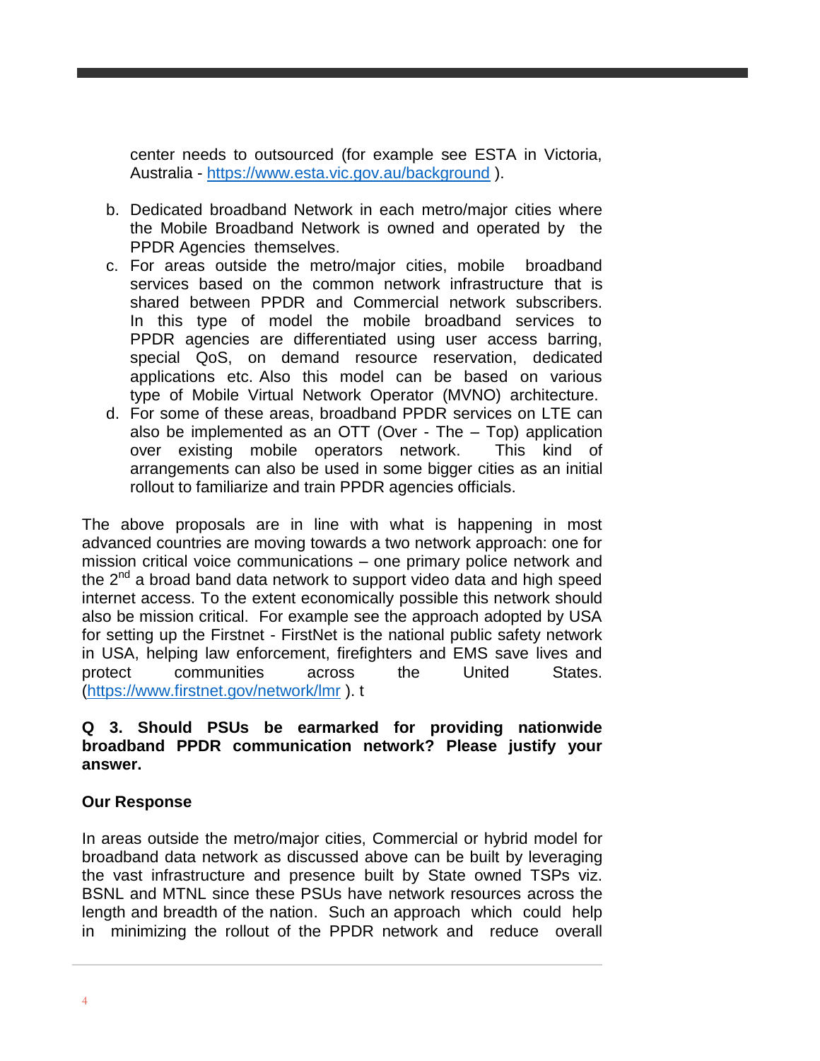center needs to outsourced (for example see ESTA in Victoria, Australia - https://www.esta.vic.gov.au/background ).

b. Dedicated broadband Network in each metro/major cities where the Mobile Broadband Network is owned and operated by the PPDR Agencies themselves.
c. For areas outside the metro/major cities, mobile broadband services based on the common network infrastructure that is shared between PPDR and Commercial network subscribers. In this type of model the mobile broadband services to PPDR agencies are differentiated using user access barring, special QoS, on demand resource reservation, dedicated applications etc. Also this model can be based on various type of Mobile Virtual Network Operator (MVNO) architecture.
d. For some of these areas, broadband PPDR services on LTE can also be implemented as an OTT (Over - The – Top) application over existing mobile operators network. This kind of arrangements can also be used in some bigger cities as an initial rollout to familiarize and train PPDR agencies officials.

The above proposals are in line with what is happening in most advanced countries are moving towards a two network approach: one for mission critical voice communications – one primary police network and the 2nd a broad band data network to support video data and high speed internet access. To the extent economically possible this network should also be mission critical. For example see the approach adopted by USA for setting up the Firstnet - FirstNet is the national public safety network in USA, helping law enforcement, firefighters and EMS save lives and protect communities across the United States. (https://www.firstnet.gov/network/lmr ). t

**Q 3. Should PSUs be earmarked for providing nationwide broadband PPDR communication network? Please justify your answer.**

**Our Response**

In areas outside the metro/major cities, Commercial or hybrid model for broadband data network as discussed above can be built by leveraging the vast infrastructure and presence built by State owned TSPs viz. BSNL and MTNL since these PSUs have network resources across the length and breadth of the nation. Such an approach which could help in minimizing the rollout of the PPDR network and reduce overall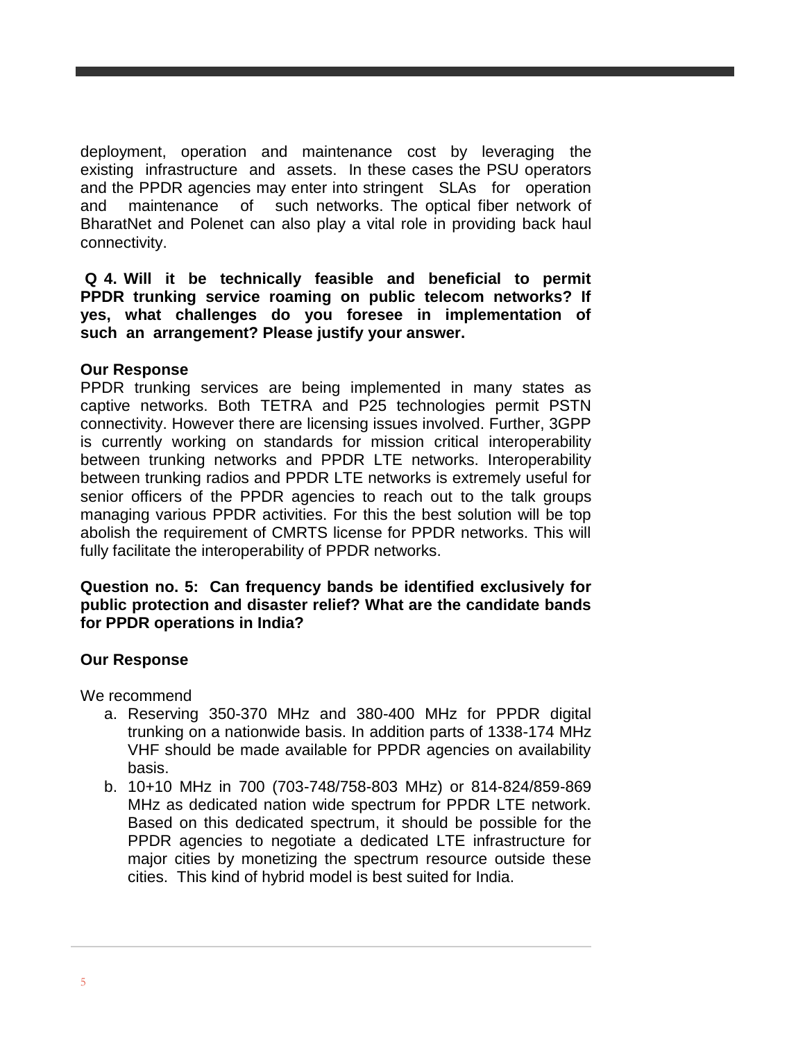deployment, operation and maintenance cost by leveraging the existing infrastructure and assets. In these cases the PSU operators and the PPDR agencies may enter into stringent SLAs for operation and maintenance of such networks. The optical fiber network of BharatNet and Polenet can also play a vital role in providing back haul connectivity.

**Q 4. Will it be technically feasible and beneficial to permit PPDR trunking service roaming on public telecom networks? If yes, what challenges do you foresee in implementation of such an arrangement? Please justify your answer.**

**Our Response**

PPDR trunking services are being implemented in many states as captive networks. Both TETRA and P25 technologies permit PSTN connectivity. However there are licensing issues involved. Further, 3GPP is currently working on standards for mission critical interoperability between trunking networks and PPDR LTE networks. Interoperability between trunking radios and PPDR LTE networks is extremely useful for senior officers of the PPDR agencies to reach out to the talk groups managing various PPDR activities. For this the best solution will be top abolish the requirement of CMRTS license for PPDR networks. This will fully facilitate the interoperability of PPDR networks.

**Question no. 5: Can frequency bands be identified exclusively for public protection and disaster relief? What are the candidate bands for PPDR operations in India?**

**Our Response**

We recommend

a. Reserving 350-370 MHz and 380-400 MHz for PPDR digital trunking on a nationwide basis. In addition parts of 1338-174 MHz VHF should be made available for PPDR agencies on availability basis.
b. 10+10 MHz in 700 (703-748/758-803 MHz) or 814-824/859-869 MHz as dedicated nation wide spectrum for PPDR LTE network. Based on this dedicated spectrum, it should be possible for the PPDR agencies to negotiate a dedicated LTE infrastructure for major cities by monetizing the spectrum resource outside these cities. This kind of hybrid model is best suited for India.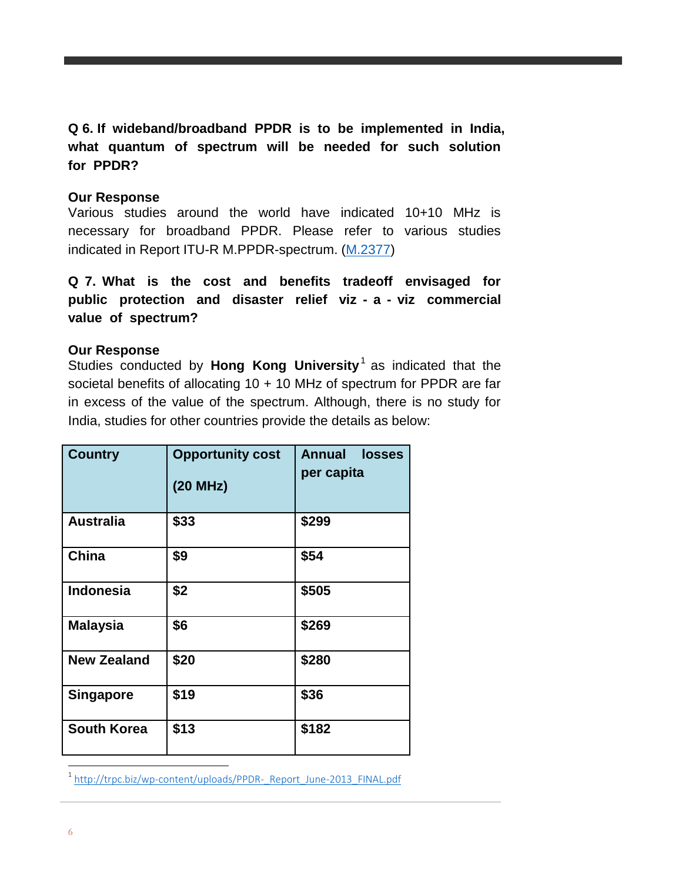**Q 6. If wideband/broadband PPDR is to be implemented in India, what quantum of spectrum will be needed for such solution for PPDR?**

**Our Response**

Various studies around the world have indicated 10+10 MHz is necessary for broadband PPDR. Please refer to various studies indicated in Report ITU-R M.PPDR-spectrum. (M.2377)

**Q 7. What is the cost and benefits tradeoff envisaged for public protection and disaster relief viz - a - viz commercial value of spectrum?**

**Our Response**

Studies conducted by **Hong Kong University**[1] as indicated that the societal benefits of allocating 10 + 10 MHz of spectrum for PPDR are far in excess of the value of the spectrum. Although, there is no study for India, studies for other countries provide the details as below:

| Country | Opportunity cost (20 MHz) | Annual losses per capita |
|---|---|---|
| Australia | $33 | $299 |
| China | $9 | $54 |
| Indonesia | $2 | $505 |
| Malaysia | $6 | $269 |
| New Zealand | $20 | $280 |
| Singapore | $19 | $36 |
| South Korea | $13 | $182 |

[1] http://trpc.biz/wp-content/uploads/PPDR-_Report_June-2013_FINAL.pdf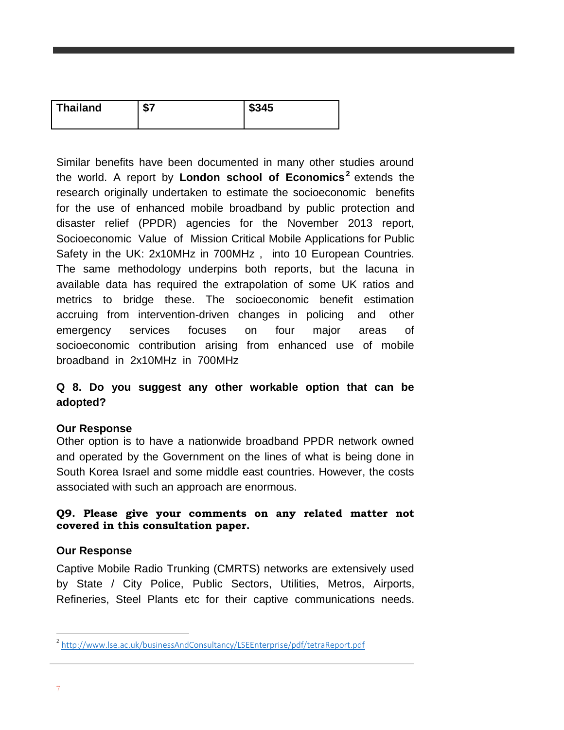| Thailand | $7 | $345 |
|---|---|---|

Similar benefits have been documented in many other studies around the world. A report by **London school of Economics**[2] extends the research originally undertaken to estimate the socioeconomic benefits for the use of enhanced mobile broadband by public protection and disaster relief (PPDR) agencies for the November 2013 report, Socioeconomic Value of Mission Critical Mobile Applications for Public Safety in the UK: 2x10MHz in 700MHz , into 10 European Countries. The same methodology underpins both reports, but the lacuna in available data has required the extrapolation of some UK ratios and metrics to bridge these. The socioeconomic benefit estimation accruing from intervention-driven changes in policing and other emergency services focuses on four major areas of socioeconomic contribution arising from enhanced use of mobile broadband in 2x10MHz in 700MHz

**Q 8. Do you suggest any other workable option that can be adopted?**

**Our Response**

Other option is to have a nationwide broadband PPDR network owned and operated by the Government on the lines of what is being done in South Korea Israel and some middle east countries. However, the costs associated with such an approach are enormous.

**Q9. Please give your comments on any related matter not covered in this consultation paper.**

**Our Response**

Captive Mobile Radio Trunking (CMRTS) networks are extensively used by State / City Police, Public Sectors, Utilities, Metros, Airports, Refineries, Steel Plants etc for their captive communications needs.

---

[2] http://www.lse.ac.uk/businessAndConsultancy/LSEEnterprise/pdf/tetraReport.pdf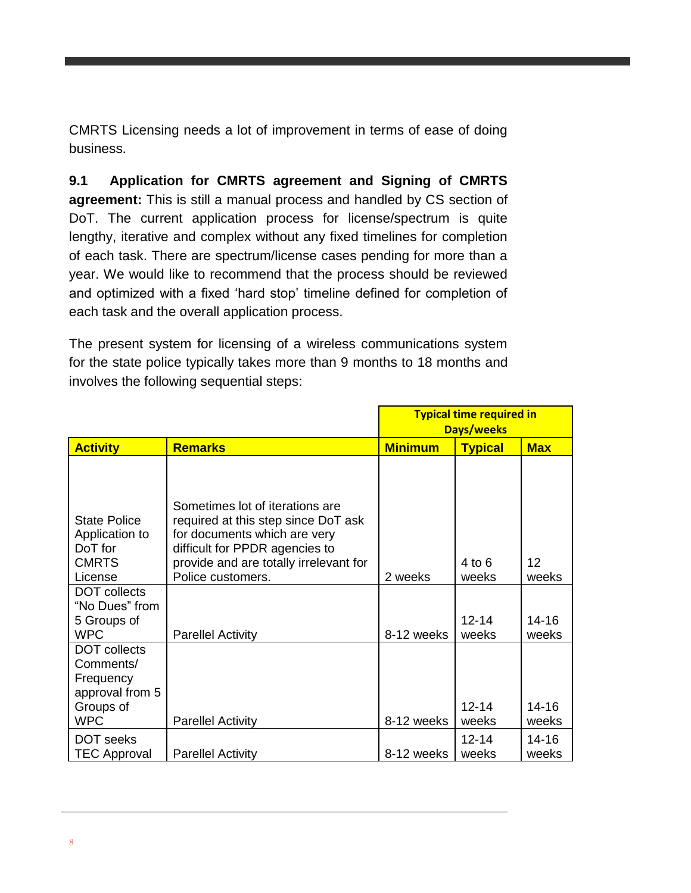CMRTS Licensing needs a lot of improvement in terms of ease of doing business.

**9.1 Application for CMRTS agreement and Signing of CMRTS agreement:** This is still a manual process and handled by CS section of DoT. The current application process for license/spectrum is quite lengthy, iterative and complex without any fixed timelines for completion of each task. There are spectrum/license cases pending for more than a year. We would like to recommend that the process should be reviewed and optimized with a fixed 'hard stop' timeline defined for completion of each task and the overall application process.

The present system for licensing of a wireless communications system for the state police typically takes more than 9 months to 18 months and involves the following sequential steps:

| | | **Typical time required in Days/weeks** | | |
|---|---|---|---|---|
| **Activity** | **Remarks** | **Minimum** | **Typical** | **Max** |
| State Police Application to DoT for CMRTS License | Sometimes lot of iterations are required at this step since DoT ask for documents which are very difficult for PPDR agencies to provide and are totally irrelevant for Police customers. | 2 weeks | 4 to 6 weeks | 12 weeks |
| DOT collects "No Dues" from 5 Groups of WPC | Parellel Activity | 8-12 weeks | 12-14 weeks | 14-16 weeks |
| DOT collects Comments/ Frequency approval from 5 Groups of WPC | Parellel Activity | 8-12 weeks | 12-14 weeks | 14-16 weeks |
| DOT seeks TEC Approval | Parellel Activity | 8-12 weeks | 12-14 weeks | 14-16 weeks |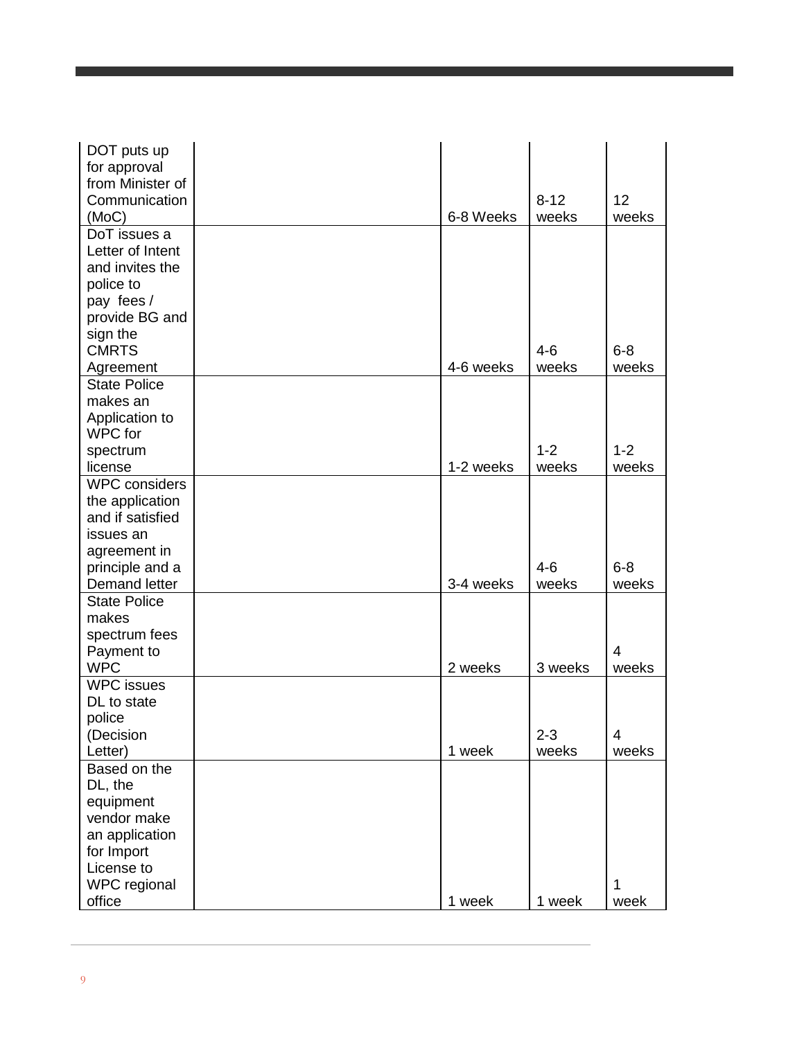| | | | | |
|---|---|---|---|---|
| DOT puts up for approval from Minister of Communication (MoC) | | 6-8 Weeks | 8-12 weeks | 12 weeks |
| DoT issues a Letter of Intent and invites the police to pay fees / provide BG and sign the CMRTS Agreement | | 4-6 weeks | 4-6 weeks | 6-8 weeks |
| State Police makes an Application to WPC for spectrum license | | 1-2 weeks | 1-2 weeks | 1-2 weeks |
| WPC considers the application and if satisfied issues an agreement in principle and a Demand letter | | 3-4 weeks | 4-6 weeks | 6-8 weeks |
| State Police makes spectrum fees Payment to WPC | | 2 weeks | 3 weeks | 4 weeks |
| WPC issues DL to state police (Decision Letter) | | 1 week | 2-3 weeks | 4 weeks |
| Based on the DL, the equipment vendor make an application for Import License to WPC regional office | | 1 week | 1 week | 1 week |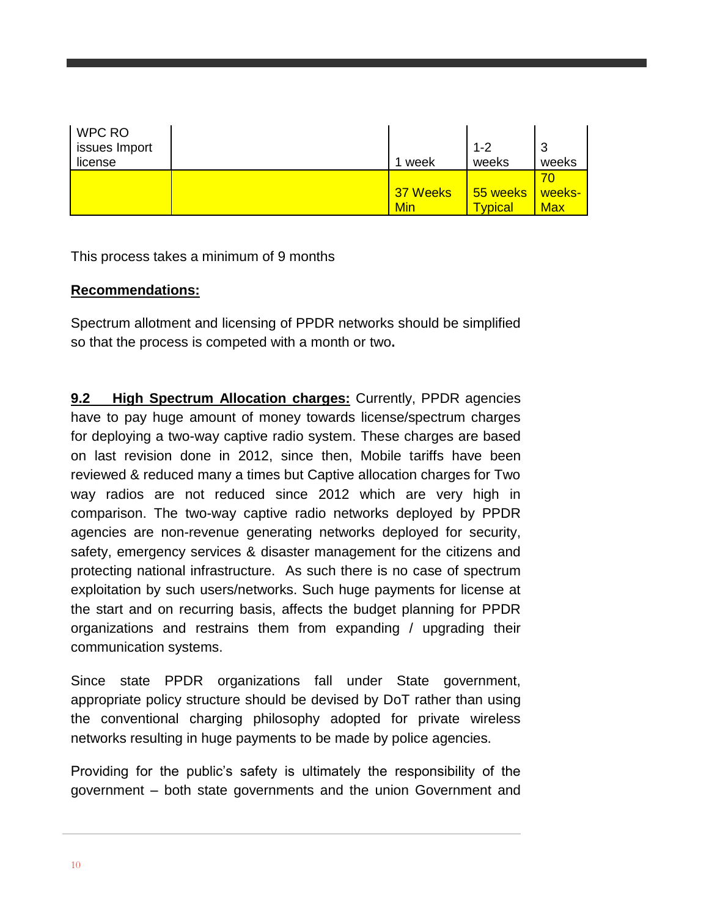| WPC RO issues Import license | | 1 week | 1-2 weeks | 3 weeks |
|---|---|---|---|---|
| | | 37 Weeks Min | 55 weeks Typical | 70 weeks-Max |

This process takes a minimum of 9 months

**Recommendations:**

Spectrum allotment and licensing of PPDR networks should be simplified so that the process is competed with a month or two**.**

**9.2 High Spectrum Allocation charges:** Currently, PPDR agencies have to pay huge amount of money towards license/spectrum charges for deploying a two-way captive radio system. These charges are based on last revision done in 2012, since then, Mobile tariffs have been reviewed & reduced many a times but Captive allocation charges for Two way radios are not reduced since 2012 which are very high in comparison. The two-way captive radio networks deployed by PPDR agencies are non-revenue generating networks deployed for security, safety, emergency services & disaster management for the citizens and protecting national infrastructure. As such there is no case of spectrum exploitation by such users/networks. Such huge payments for license at the start and on recurring basis, affects the budget planning for PPDR organizations and restrains them from expanding / upgrading their communication systems.

Since state PPDR organizations fall under State government, appropriate policy structure should be devised by DoT rather than using the conventional charging philosophy adopted for private wireless networks resulting in huge payments to be made by police agencies.

Providing for the public's safety is ultimately the responsibility of the government – both state governments and the union Government and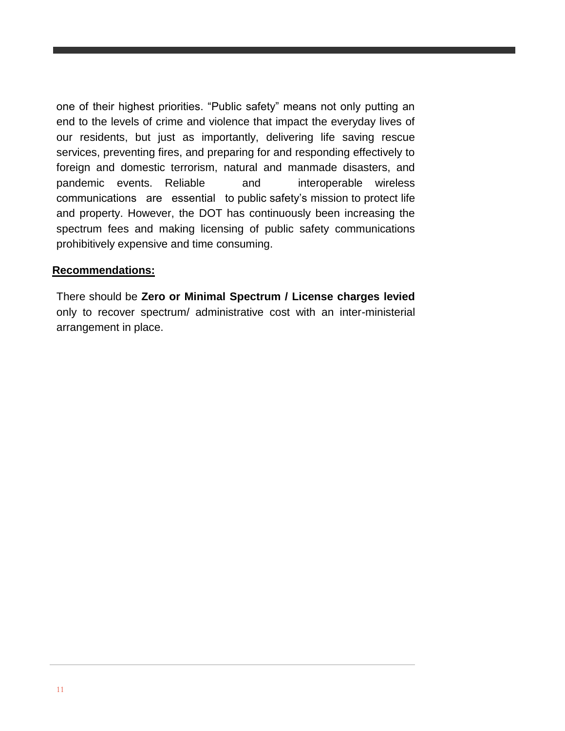one of their highest priorities. “Public safety” means not only putting an end to the levels of crime and violence that impact the everyday lives of our residents, but just as importantly, delivering life saving rescue services, preventing fires, and preparing for and responding effectively to foreign and domestic terrorism, natural and manmade disasters, and pandemic events. Reliable and interoperable wireless communications are essential to public safety’s mission to protect life and property. However, the DOT has continuously been increasing the spectrum fees and making licensing of public safety communications prohibitively expensive and time consuming.

**Recommendations:**

There should be **Zero or Minimal Spectrum / License charges levied** only to recover spectrum/ administrative cost with an inter-ministerial arrangement in place.